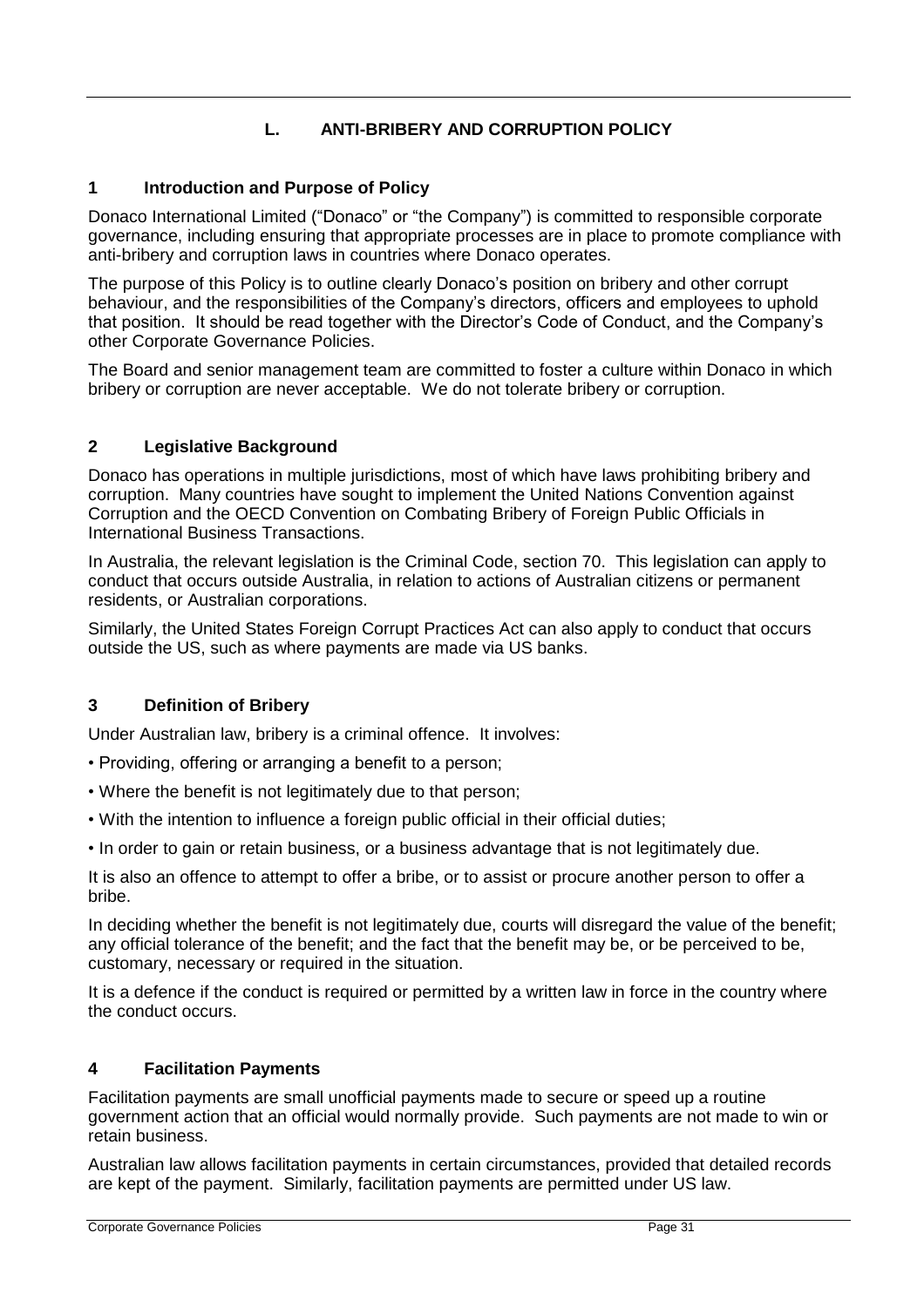## L. ANTI-BRIBERY AND CORRUPTION POLICY

### 1 Introduction and Purpose of Policy

Donaco International Limited ("Donaco" or "the Company") is committed to responsible corporate governance, including ensuring that appropriate processes are in place to promote compliance with anti-bribery and corruption laws in countries where Donaco operates.

The purpose of this Policy is to outline clearly Donaco's position on bribery and other corrupt behaviour, and the responsibilities of the Company's directors, officers and employees to uphold that position. It should be read together with the Director's Code of Conduct, and the Company's other Corporate Governance Policies.

The Board and senior management team are committed to foster a culture within Donaco in which bribery or corruption are never acceptable. We do not tolerate bribery or corruption.

### 2 Legislative Background

Donaco has operations in multiple jurisdictions, most of which have laws prohibiting bribery and corruption. Many countries have sought to implement the United Nations Convention against Corruption and the OECD Convention on Combating Bribery of Foreign Public Officials in International Business Transactions.

In Australia, the relevant legislation is the Criminal Code, section 70. This legislation can apply to conduct that occurs outside Australia, in relation to actions of Australian citizens or permanent residents, or Australian corporations.

Similarly, the United States Foreign Corrupt Practices Act can also apply to conduct that occurs outside the US, such as where payments are made via US banks.

### 3 Definition of Bribery

Under Australian law, bribery is a criminal offence. It involves:

- Providing, offering or arranging a benefit to a person;
- Where the benefit is not legitimately due to that person;
- With the intention to influence a foreign public official in their official duties;
- In order to gain or retain business, or a business advantage that is not legitimately due.

It is also an offence to attempt to offer a bribe, or to assist or procure another person to offer a bribe.

In deciding whether the benefit is not legitimately due, courts will disregard the value of the benefit; any official tolerance of the benefit; and the fact that the benefit may be, or be perceived to be, customary, necessary or required in the situation.

It is a defence if the conduct is required or permitted by a written law in force in the country where the conduct occurs.

### 4 Facilitation Payments

Facilitation payments are small unofficial payments made to secure or speed up a routine government action that an official would normally provide. Such payments are not made to win or retain business.

Australian law allows facilitation payments in certain circumstances, provided that detailed records are kept of the payment. Similarly, facilitation payments are permitted under US law.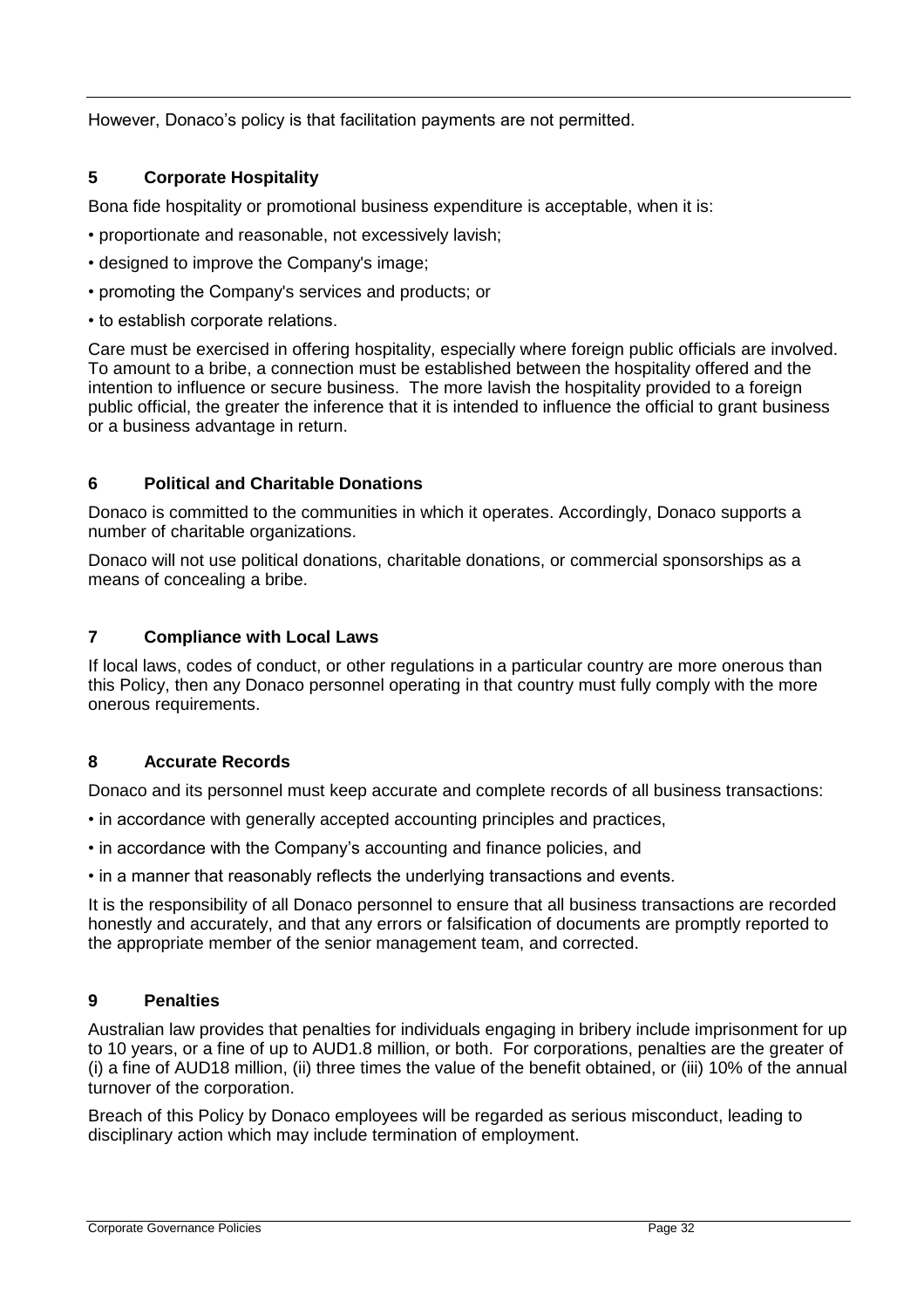However, Donaco's policy is that facilitation payments are not permitted.

## 5 Corporate Hospitality

Bona fide hospitality or promotional business expenditure is acceptable, when it is:

- proportionate and reasonable, not excessively lavish;
- designed to improve the Company's image;
- promoting the Company's services and products; or
- to establish corporate relations.

Care must be exercised in offering hospitality, especially where foreign public officials are involved. To amount to a bribe, a connection must be established between the hospitality offered and the intention to influence or secure business. The more lavish the hospitality provided to a foreign public official, the greater the inference that it is intended to influence the official to grant business or a business advantage in return.

## 6 Political and Charitable Donations

Donaco is committed to the communities in which it operates. Accordingly, Donaco supports a number of charitable organizations.

Donaco will not use political donations, charitable donations, or commercial sponsorships as a means of concealing a bribe.

## 7 Compliance with Local Laws

If local laws, codes of conduct, or other regulations in a particular country are more onerous than this Policy, then any Donaco personnel operating in that country must fully comply with the more onerous requirements.

## 8 Accurate Records

Donaco and its personnel must keep accurate and complete records of all business transactions:

- in accordance with generally accepted accounting principles and practices,
- in accordance with the Company's accounting and finance policies, and
- in a manner that reasonably reflects the underlying transactions and events.

It is the responsibility of all Donaco personnel to ensure that all business transactions are recorded honestly and accurately, and that any errors or falsification of documents are promptly reported to the appropriate member of the senior management team, and corrected.

## 9 Penalties

Australian law provides that penalties for individuals engaging in bribery include imprisonment for up to 10 years, or a fine of up to AUD1.8 million, or both. For corporations, penalties are the greater of (i) a fine of AUD18 million, (ii) three times the value of the benefit obtained, or (iii) 10% of the annual turnover of the corporation.

Breach of this Policy by Donaco employees will be regarded as serious misconduct, leading to disciplinary action which may include termination of employment.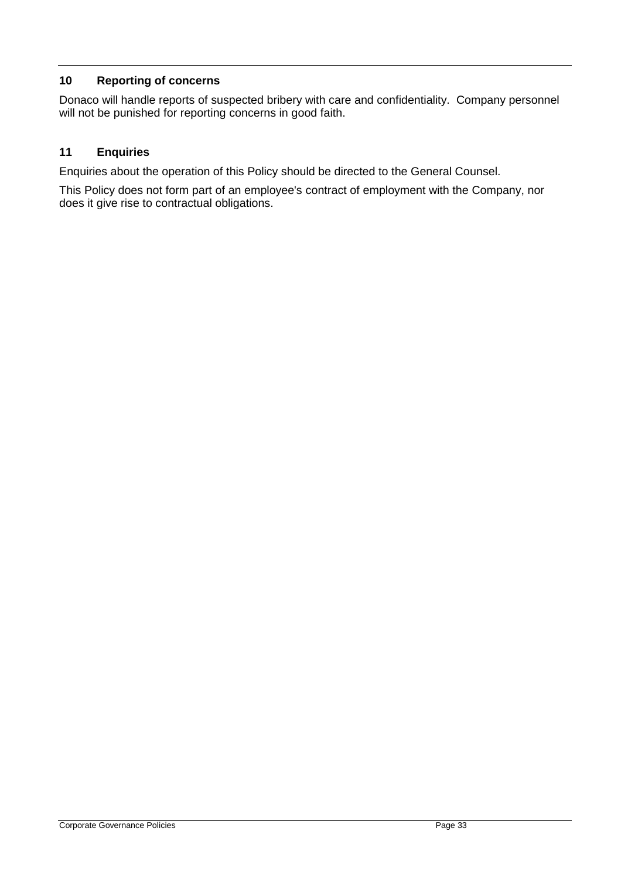## 10 Reporting of concerns

Donaco will handle reports of suspected bribery with care and confidentiality. Company personnel will not be punished for reporting concerns in good faith.

## 11 Enquiries

Enquiries about the operation of this Policy should be directed to the General Counsel.

This Policy does not form part of an employee's contract of employment with the Company, nor does it give rise to contractual obligations.